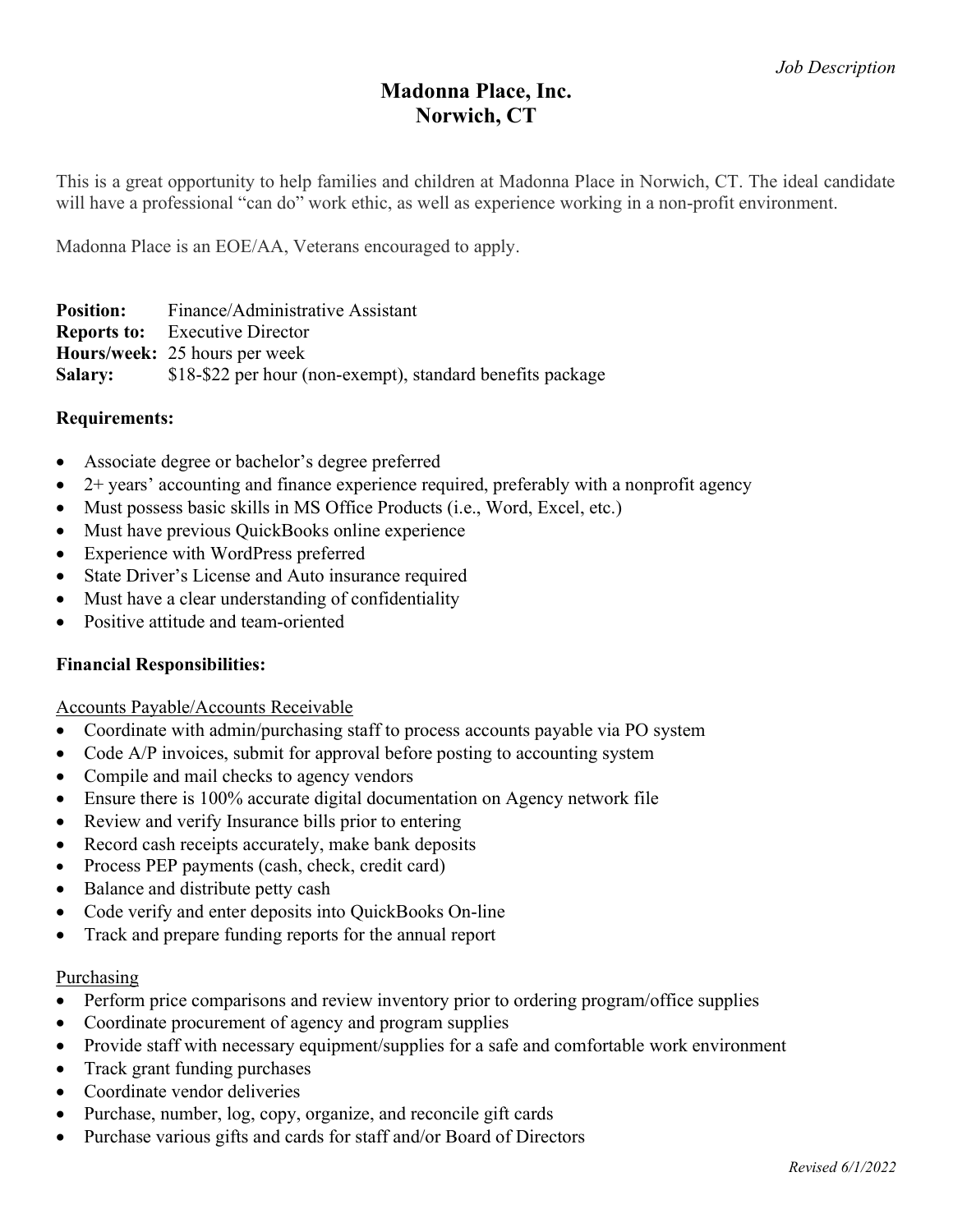*Job Description*

# Madonna Place, Inc.
# Norwich, CT

This is a great opportunity to help families and children at Madonna Place in Norwich, CT. The ideal candidate will have a professional "can do" work ethic, as well as experience working in a non-profit environment.

Madonna Place is an EOE/AA, Veterans encouraged to apply.

**Position:** Finance/Administrative Assistant
**Reports to:** Executive Director
**Hours/week:** 25 hours per week
**Salary:** $18-$22 per hour (non-exempt), standard benefits package

**Requirements:**

- Associate degree or bachelor's degree preferred
- 2+ years' accounting and finance experience required, preferably with a nonprofit agency
- Must possess basic skills in MS Office Products (i.e., Word, Excel, etc.)
- Must have previous QuickBooks online experience
- Experience with WordPress preferred
- State Driver's License and Auto insurance required
- Must have a clear understanding of confidentiality
- Positive attitude and team-oriented

**Financial Responsibilities:**

<u>Accounts Payable/Accounts Receivable</u>

- Coordinate with admin/purchasing staff to process accounts payable via PO system
- Code A/P invoices, submit for approval before posting to accounting system
- Compile and mail checks to agency vendors
- Ensure there is 100% accurate digital documentation on Agency network file
- Review and verify Insurance bills prior to entering
- Record cash receipts accurately, make bank deposits
- Process PEP payments (cash, check, credit card)
- Balance and distribute petty cash
- Code verify and enter deposits into QuickBooks On-line
- Track and prepare funding reports for the annual report

<u>Purchasing</u>

- Perform price comparisons and review inventory prior to ordering program/office supplies
- Coordinate procurement of agency and program supplies
- Provide staff with necessary equipment/supplies for a safe and comfortable work environment
- Track grant funding purchases
- Coordinate vendor deliveries
- Purchase, number, log, copy, organize, and reconcile gift cards
- Purchase various gifts and cards for staff and/or Board of Directors

*Revised 6/1/2022*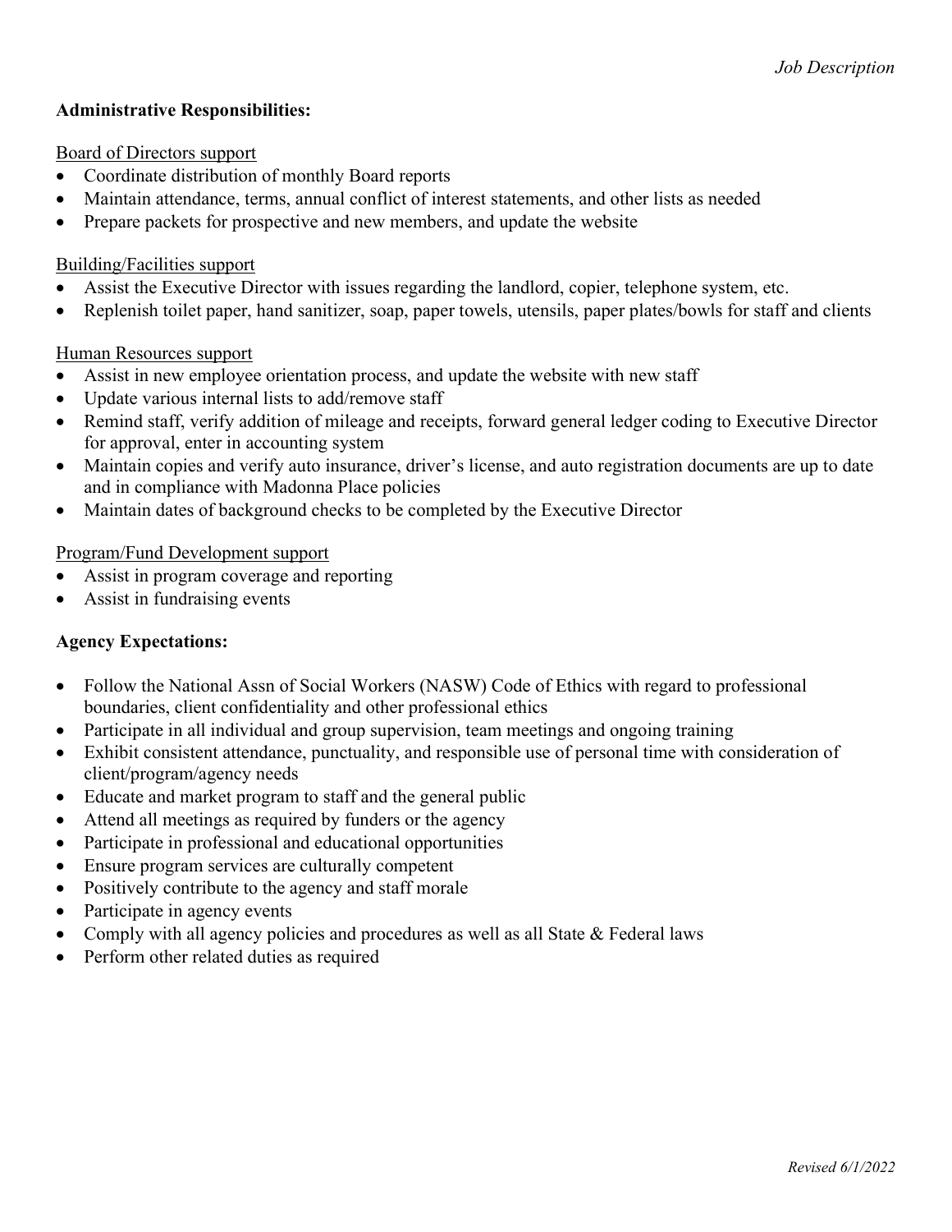**Administrative Responsibilities:**

Board of Directors support

- Coordinate distribution of monthly Board reports
- Maintain attendance, terms, annual conflict of interest statements, and other lists as needed
- Prepare packets for prospective and new members, and update the website

Building/Facilities support

- Assist the Executive Director with issues regarding the landlord, copier, telephone system, etc.
- Replenish toilet paper, hand sanitizer, soap, paper towels, utensils, paper plates/bowls for staff and clients

Human Resources support

- Assist in new employee orientation process, and update the website with new staff
- Update various internal lists to add/remove staff
- Remind staff, verify addition of mileage and receipts, forward general ledger coding to Executive Director for approval, enter in accounting system
- Maintain copies and verify auto insurance, driver's license, and auto registration documents are up to date and in compliance with Madonna Place policies
- Maintain dates of background checks to be completed by the Executive Director

Program/Fund Development support

- Assist in program coverage and reporting
- Assist in fundraising events

**Agency Expectations:**

- Follow the National Assn of Social Workers (NASW) Code of Ethics with regard to professional boundaries, client confidentiality and other professional ethics
- Participate in all individual and group supervision, team meetings and ongoing training
- Exhibit consistent attendance, punctuality, and responsible use of personal time with consideration of client/program/agency needs
- Educate and market program to staff and the general public
- Attend all meetings as required by funders or the agency
- Participate in professional and educational opportunities
- Ensure program services are culturally competent
- Positively contribute to the agency and staff morale
- Participate in agency events
- Comply with all agency policies and procedures as well as all State & Federal laws
- Perform other related duties as required

*Revised 6/1/2022*